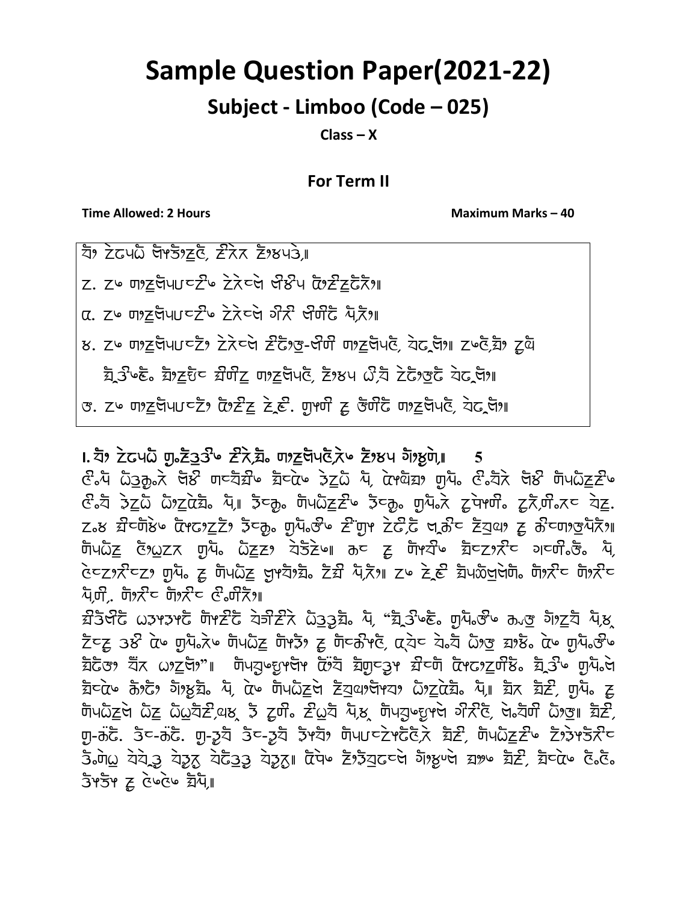# Sample Question Paper(2021-22)

## Subject - Limboo (Code – 025)

**Class – X**

### For Term II

**Time Allowed: 2 Hours** **Maximum Marks – 40**

ᤛᤡ᤺ ᤋᤧᤏᤠᤒᤠ ᤔᤧᤛᤢᤷᤁᤣ, ᤁᤡᤒᤒ ᤁᤦᤐᤠᤃᤥ᥀

᥇. ᤁᤶ ᤏᤠᤁᤧᤔᤐᤠᤐᤱᤁᤡᤶ ᤋᤧᤒᤱᤗᤣ ᤔᤧᤐᤡ ᤌᤠᤁᤡᤁᤧᤒᤡ᥀

᥈. ᤁᤶ ᤏᤠᤁᤧᤔᤐᤠᤐᤱᤁᤡᤶ ᤋᤧᤒᤱᤗᤣ ᤃᤡᤒᤡ ᤔᤧᤏᤡᤋᤧ ᤐᤡᤒᤡ᥀

᥉. ᤁᤶ ᤏᤠᤁᤧᤔᤐᤠᤐᤱᤁᤡ ᤋᤧᤒᤱᤗᤣ ᤁᤡᤋᤧᤠᤁᤢ-ᤔᤧᤏᤡ ᤏᤠᤁᤧᤔᤐᤠᤁᤧ, ᤛᤧᤏᤠᤔᤧ᥀ ᤁᤶᤁᤧᤁᤠ ᤁᤢᤔᤡ ᤁᤠᤋᤡᤶᤁᤧ᤺ ᤁᤠᤁᤧᤢᤱ ᤁᤡᤏᤡᤁ ᤏᤠᤁᤧᤔᤐᤠᤁᤧ, ᤁᤦᤐ ᤏᤡᤛᤠ ᤋᤧᤋᤡᤁᤢᤋᤧ ᤛᤧᤏᤠᤔᤧ᥀

᥊. ᤁᤶ ᤏᤠᤁᤧᤔᤐᤠᤐᤱᤁᤡ ᤌᤠᤁᤡᤁ ᤁᤧᤁᤡ. ᤁᤢᤏᤡ ᤁ ᤁᤡᤏᤡᤋᤧ ᤏᤠᤁᤧᤔᤐᤠᤁᤧ, ᤛᤧᤏᤠᤔᤧ᥀

**I. ᤛᤡ᤺ ᤋᤧᤏᤠᤒᤠ ᤁᤢ᤺ᤁᤡᤋᤢᤁᤡᤶ ᤁᤡᤒᤠᤁᤠ᤺ ᤏᤠᤁᤧᤔᤐᤠᤁᤧᤒᤶ ᤁᤦᤐ ᤃᤡᤁᤧᤢᤔᤡ᥀ 5**

ᤁᤧ᤺ᤐᤡ ᤏᤡᤋᤢᤁᤡ᤺ᤒ ᤔᤧᤐᤡ ᤏᤠᤱᤛᤡᤁᤡᤶ ᤁᤠᤱᤁᤡᤶ ᤋᤠᤁᤡ ᤐᤡ, ᤁᤧᤁᤧᤁ ᤁᤢᤐᤡ᤺ ᤁᤧ᤺ᤛᤡᤒ ᤔᤧᤐᤡ ᤏᤡᤐᤏᤡᤁᤁᤡᤶ ᤁᤧ᤺ᤛᤡ ᤋᤠᤁᤡ ᤏᤡᤁᤡᤁᤡᤁᤠ᤺ ᤐᤡ᥀ ᤋᤡᤱᤁᤢ᤺ ᤏᤡᤐᤏᤡᤁᤁᤡᤶ ᤋᤡᤱᤁᤢ᤺ ᤁᤢᤐᤡ᤺ᤒ ᤁᤧᤐᤧᤏᤡ᤺ ᤁᤒᤏᤡ᤺ᤒᤱ ᤛᤧᤁ. ᤁ᤺ᤁᤢ ᤁᤡᤱᤏᤡᤁᤡᤶ ᤌᤠᤁᤡᤁᤁᤡ ᤋᤡᤱᤁᤢ᤺ ᤁᤢᤐᤡ᤺ᤁᤡᤶ ᤁᤡᤁᤢᤁ ᤋᤧᤁᤡᤁᤡ ᤁᤧᤁᤡᤱ ᤁᤡᤁᤡᤁᤢ ᤁ ᤁᤡᤱᤏᤠᤁᤢᤐᤡᤒ᥀ ᤏᤡᤐᤏᤡᤁ ᤁᤧᤁᤒ ᤁᤢᤐᤡ᤺ ᤏᤡᤁᤁ ᤛᤧᤁᤡᤁᤧᤶ᥀ ᤁᤱ ᤁ ᤏᤡᤁᤛᤡᤶ ᤁᤠᤱᤁᤒᤡᤱ ᤃᤱᤏᤡ᤺ᤁᤢ᤺ ᤐᤡ, ᤁᤧᤱᤁᤒᤡᤱᤁ ᤁᤢᤐᤡ᤺ ᤁ ᤏᤡᤐᤏᤡᤁ ᤁᤢᤁᤛᤡᤁᤠ᤺ ᤁᤡᤁ ᤐᤡᤒᤡ᥀ ᤁᤶ ᤁᤧᤁᤡ ᤁᤠᤐᤏᤡᤁᤧᤏᤡ᤺ ᤏᤡᤁᤡᤱ ᤏᤡᤁᤡᤱ ᤐᤡᤏᤡ, ᤏᤡᤁᤡᤱ ᤏᤡᤁᤡᤱ ᤁᤧ᤺ᤏᤡᤒᤡ᥀

ᤁᤡᤋᤢᤔᤡᤋᤧ ᤁᤋᤁᤋᤁᤋᤧ ᤏᤡᤁᤡᤋᤧ ᤛᤧᤁᤡᤁᤒ ᤏᤡᤋᤢᤋᤢᤁᤠ᤺ ᤐᤡ, "ᤁᤠᤋᤢᤶᤁᤧ᤺ ᤁᤢᤐᤡ᤺ᤁᤡᤶ ᤁᤢᤁᤢ ᤃᤡᤁᤛᤡ ᤐᤡᤁ ᤋᤧᤱᤁ ᤁᤔᤡ ᤁᤧᤶ ᤁᤢᤐᤡ᤺ᤒᤶ ᤏᤡᤐᤏᤡᤁ ᤏᤡᤁᤋᤢ ᤁ ᤏᤡᤱᤁᤡᤁᤧ, ᤁᤛᤧᤱ ᤛᤧ᤺ᤛᤡ ᤏᤡᤁᤢ ᤁᤡᤁᤢ᤺ ᤁᤧᤶ ᤁᤢᤐᤡ᤺ᤁᤡᤶ ᤁᤠᤋᤧᤁ ᤛᤡᤒ ᤁᤁᤧᤔᤧ"᥀ ᤏᤡᤐᤁᤢᤶᤁᤢᤁᤔᤧᤁ ᤁᤧᤛᤡ ᤁᤠᤁᤢᤱᤁᤢᤁ ᤁᤡᤱᤏᤡ ᤁᤧᤁᤡᤁᤧᤏᤡᤁᤡ᤺ ᤁᤠᤋᤢᤶ ᤁᤢᤐᤡ᤺ᤁᤧ ᤁᤠᤱᤁᤡᤶ ᤁᤡᤋᤢᤁ ᤃᤡᤁᤢᤁᤠ᤺ ᤐᤡ, ᤁᤧᤶ ᤏᤡᤐᤏᤡᤁᤁᤧ ᤋᤡᤁᤢᤁᤧᤁᤧᤛᤡᤒ ᤏᤡᤁᤁᤧᤠ᤺ ᤐᤡ᥀ ᤁᤠᤒ ᤁᤠᤁᤡ, ᤁᤢᤐᤡ᤺ ᤁ ᤏᤡᤐᤏᤡᤁᤁᤧ ᤏᤡᤁ ᤏᤡᤁᤛᤡᤁᤡ,ᤁᤁ ᤋᤢ ᤁᤢᤏᤡ᤺ ᤁᤡᤁᤛᤡ ᤐᤡ,ᤁ ᤏᤡᤐᤁᤢᤶᤁᤢᤁᤧ ᤃᤡᤒᤡᤁᤧ, ᤁᤧ᤺ᤛᤡᤏᤡ ᤏᤡᤁᤢ᥀ ᤁᤠᤁᤡ, ᤁᤢ-ᤁᤧᤋᤧ. ᤋᤧᤱ-ᤁᤧᤋᤧ. ᤁᤢ-ᤁᤢᤛᤡ ᤋᤧᤱ-ᤁᤢᤛᤡ ᤋᤢᤁᤛᤡ ᤏᤡᤐᤏᤡᤱᤁᤧᤁᤋᤧᤁᤧᤒ ᤁᤠᤁᤡ, ᤏᤡᤐᤏᤡᤁᤁᤡᤶ ᤁᤡᤋᤢᤁᤋᤧᤏᤡᤱ ᤋᤢ᤺ᤏᤡᤁ ᤛᤧᤛᤡᤁᤢ ᤛᤧᤁᤢᤁ ᤛᤧᤋᤢᤋᤢ ᤛᤧᤁᤢᤁ᥀ ᤁᤧᤐᤧᤶ ᤁᤡᤋᤢᤁᤧᤱᤁᤧ ᤃᤡᤁᤢᤶᤁᤧ ᤛᤡᤶ ᤁᤠᤁᤡ, ᤁᤠᤱᤁᤧᤶ ᤁᤧ᤺ᤁᤧ᤺ ᤋᤢᤁᤋᤢᤁ ᤁ ᤁᤧᤶᤁᤧᤶ ᤁᤠᤐᤡ᥀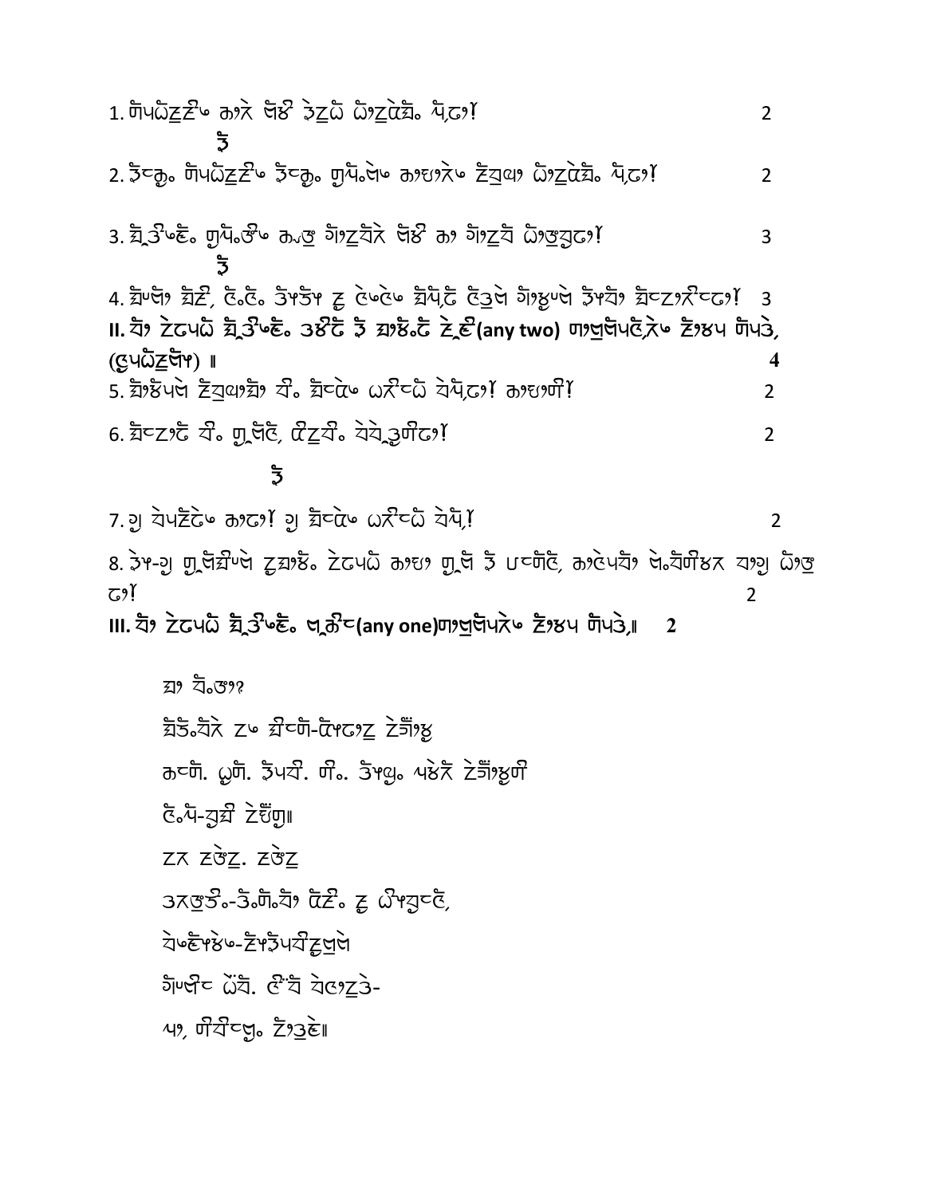1. ᰕᰪᰎᰧᰀᰦᰠᰬ ᰀᰦᰛ ᰜᰪᰕ ᰣᰛᰧ ᰧᰀᰬᰰᰋᰦ ᰎᰨ᰻ 2

ᰞ

2. ᰣᰬᰀᰪ ᰕᰪᰎᰧᰀᰦᰠᰬ ᰣᰬᰀᰪ ᰃᰪᰎᰧᰜᰬ ᰀᰦᰝᰦᰛᰬ ᰀᰬᰓᰪᰚ ᰧᰀᰬᰰᰋᰦ ᰎᰨ᰻ 2

3. ᰓᰬᰊᰬᰝᰧ ᰃᰪᰎᰧᰊᰬ ᰀᰪᰊᰪ ᰃᰦᰀᰬᰛ ᰜᰪᰕ ᰀᰦ ᰃᰦᰀᰬ ᰧᰀᰦᰊᰪᰓᰪ᰻ 3

ᰞ

4. ᰓᰪᰜᰦ ᰓᰀᰬ, ᰧᰧ ᰣᰪᰣᰪ ᰀᰬ ᰜᰬᰜᰬ ᰓᰎᰬ ᰧᰊᰬ ᰃᰦᰝᰬ ᰣᰪᰓᰦ ᰓᰀᰦᰛᰬ᰻ 3

**II. ᰓᰦ ᰀᰬᰎᰧ ᰓᰬᰊᰬᰝᰧ ᰊᰪᰀᰬ ᰣ ᰓᰦᰠᰬᰀᰬ ᰀᰬᰝᰧ (any two) ᰕᰦᰜᰦᰎᰬᰛᰬ ᰀᰦᰠᰎ ᰕᰪᰎᰊᰬ, (ᰀᰎᰧᰀᰦ) ॥ 4**

5. ᰓᰦᰠᰎᰬ ᰀᰬᰓᰪᰚᰓ ᰓᰧ ᰓᰀᰬ ᰧᰀᰬᰰᰋᰦ ᰓᰎᰨ᰻ ᰀᰦᰝᰦᰕᰧ᰻ 2

6. ᰓᰀᰦᰀᰬ ᰓᰧ ᰃᰪᰜᰬ, ᰣᰀᰬᰓᰧ ᰓᰓᰊᰪᰕᰧᰓᰦ᰻ 2

ᰞ

7. ᰃᰪ ᰓᰎᰬᰀᰬᰓ ᰀᰦᰓᰦ᰻ ᰃᰪ ᰓᰀᰬ ᰧᰀᰬᰰᰋᰦ ᰓᰎᰨ᰻ 2

8. ᰣᰎ-ᰃᰪ ᰃᰪᰜᰬᰓᰬ ᰀᰓᰦᰠᰬ ᰀᰬᰎᰧ ᰀᰦᰝᰦ ᰃᰪᰜᰬ ᰣ ᰎᰕᰬ, ᰀᰦᰜᰬᰎᰓᰦ ᰜᰬᰓᰕᰧᰠᰛ ᰓᰦᰃᰪ ᰧᰀᰦᰊᰪ ᰓᰦ᰻ 2

**III. ᰓᰦ ᰀᰬᰎᰧ ᰓᰬᰊᰬᰝᰧ ᰜᰀᰬ (any one) ᰕᰦᰜᰦᰎᰬᰛᰬ ᰀᰦᰠᰎ ᰕᰪᰎᰊᰬ॥ 2**

ᰓᰦ ᰓᰬᰊᰬ?

ᰓᰣᰬᰓᰬᰛ ᰀᰬ ᰓᰀᰕᰪ-ᰧᰀᰓᰦᰀ ᰀᰬᰃᰦᰓᰪ

ᰀᰕᰪ. ᰓᰕᰪ. ᰣᰎᰓᰧ. ᰕᰧ. ᰣᰎᰓᰪ ᰎᰠᰬᰛ ᰀᰬᰃᰦᰓᰪᰕᰧ

ᰧᰎᰬ-ᰓᰪᰓᰧ ᰀᰬᰃᰪ॥

ᰀᰛ ᰀᰊᰬᰀ. ᰀᰊᰬᰀ

ᰊᰛᰊᰪᰣᰬ-ᰣᰬᰕᰪᰓᰦ ᰣᰀᰬ ᰀᰬ ᰧᰎᰓᰪᰀᰬ,

ᰓᰬᰝᰎᰠᰬ-ᰀᰬᰣᰎᰓᰧᰀᰬᰜᰦᰜᰬ

ᰃᰦᰜᰧᰀ ᰧᰓᰦ. ᰧᰓᰦ ᰓᰜᰦᰀᰬᰊᰬ-

ᰎᰦ, ᰕᰧᰓᰧᰀᰓᰪ ᰀᰦᰊᰪᰝᰬ॥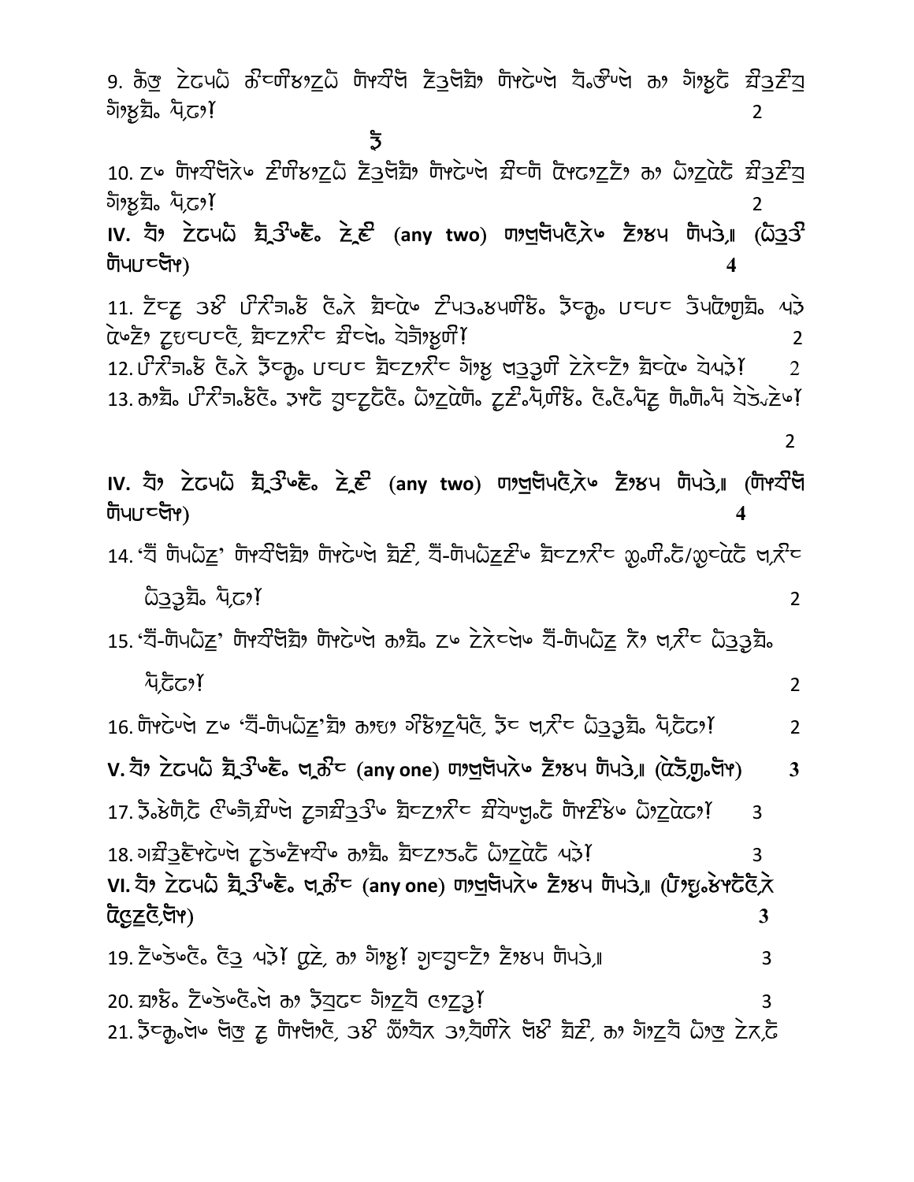9. ᤂᤧᤰ ᤀᤠᤋᤠᤴ ᤂᤡᤱᤐᤡᤛᤠᤀᤠᤴ ᤐᤡᤖᤡᤁ ᤔᤡᤌᤢᤁᤠ ᤐᤡᤋᤠᤱ ᤒᤠᤁᤡᤴ ᤂᤠ ᤊᤢᤏᤡ ᤎᤠᤌᤡᤔ ᤊᤢᤏᤠ᤺ ᤐᤧᤋᤠ᥄ 2

ᤃ

10. ᤀᤠ ᤐᤡᤖᤡᤁᤠ ᤔᤡᤐᤡᤛᤠᤀᤠᤴ ᤔᤡᤌᤢᤁᤠ ᤐᤡᤋᤠᤱ ᤎᤡᤱᤐᤡ ᤀᤡᤋᤠᤀᤠᤀᤠ ᤂᤠ ᤀᤡᤀᤠᤀᤠ ᤎᤠᤌᤡᤔ ᤊᤢᤏᤠ᤺ ᤐᤧᤋᤠ᥄ 2

**IV. ᤕᤠ ᤀᤠᤋᤠᤴ ᤎᤠᤌᤡᤔ᤺ ᤀᤠᤀᤠ (any two) ᤐᤠᤐᤢᤁᤠᤐᤧᤀᤠ ᤔᤡᤛᤠ ᤐᤡᤐᤧ᥄ (ᤀᤠᤌᤡ ᤐᤡᤐᤢᤁᤠ)** **4**

11. ᤀᤠᤀᤠ ᤌᤠ ᤐᤠᤀᤠᤌᤠ᤺ ᤀᤡᤀᤠ ᤎᤡᤀᤠ ᤀᤠᤐᤌᤠᤛᤐᤡᤛᤠ᤺ ᤃᤡᤂᤢ᤺ ᤐᤡᤐᤢ ᤌᤠᤐᤡᤀᤠᤁᤠ᤺ ᤐᤧ ᤀᤠᤀᤠ ᤀᤠᤀᤠᤐᤡ, ᤎᤡᤀᤠᤀᤠᤀᤠ ᤎᤡᤀᤠ᤺ ᤒᤠᤊᤢᤏᤡ᥄ 2

12. ᤐᤠᤀᤠᤌᤠ᤺ ᤀᤡᤀᤠ ᤃᤡᤂᤢ᤺ ᤐᤡᤐᤢ ᤎᤡᤀᤠᤀᤠ ᤊᤢᤏᤡ ᤀᤠᤌᤢᤌᤢᤐᤡ ᤀᤠᤀᤠᤀᤠ ᤎᤡᤀᤠ ᤒᤠᤐᤧ᥄ 2

13. ᤂᤠᤁᤠ᤺ ᤐᤠᤀᤠᤌᤠ᤺ ᤀᤡ᤺ ᤌᤠᤀᤠ ᤒᤠᤀᤠᤀᤠ᤺ ᤀᤠᤀᤠᤀᤠ᤺ ᤀᤠᤀᤠ᤺ᤐᤧᤐᤡᤛᤠ᤺ ᤀᤡ᤺ᤀᤡ᤺ᤐᤧᤀᤠ ᤐᤡ᤺ᤐᤡ᤺ᤐᤧ ᤒᤠᤌᤢᤀᤠ᥄ 2

**IV. ᤕᤠ ᤀᤠᤋᤠᤴ ᤎᤠᤌᤡᤔ᤺ ᤀᤠᤀᤠ (any two) ᤐᤠᤐᤢᤁᤠᤐᤧᤀᤠ ᤔᤡᤛᤠ ᤐᤡᤐᤧ᥄ (ᤐᤡᤖᤡᤁ ᤐᤡᤐᤢᤁᤠ)** **4**

14. 'ᤒᤠ ᤐᤡᤐᤀᤠ' ᤐᤡᤖᤡᤁᤠᤁᤠ ᤐᤡᤋᤠᤱ ᤎᤡᤀᤠ, ᤒᤠ-ᤐᤡᤐᤀᤠᤀᤠ ᤎᤡᤀᤠᤀᤠ ᤀᤠᤐᤡ᤺ᤀᤠ/ᤀᤠᤀᤠᤀᤠ ᤀᤠᤀᤠ ᤀᤠᤌᤢᤌᤢᤁᤠ᤺ ᤐᤧᤋᤠ᥄ 2

15. 'ᤒᤠ-ᤐᤡᤐᤀᤠ' ᤐᤡᤖᤡᤁᤠᤁᤠ ᤐᤡᤋᤠᤱ ᤂᤠᤁᤠ᤺ ᤀᤠ ᤀᤠᤀᤠᤀᤠ ᤒᤠ-ᤐᤡᤐᤀᤠ ᤀᤠ ᤀᤠᤀᤠ ᤀᤠᤌᤢᤌᤢᤁᤠ᤺ ᤐᤧᤀᤠᤋᤠ᥄ 2

16. ᤐᤡᤋᤠᤱ ᤀᤠ 'ᤒᤠ-ᤐᤡᤐᤀᤠ'ᤁᤠ ᤂᤠᤀᤠ ᤀᤡᤛᤠᤀᤠᤐᤧᤀᤡ, ᤃᤡ ᤀᤠᤀᤠ ᤀᤠᤌᤢᤌᤢᤁᤠ᤺ ᤐᤧᤀᤠᤋᤠ᥄ 2

**V. ᤕᤠ ᤀᤠᤋᤠᤴ ᤎᤠᤌᤡᤔ᤺ ᤀᤠᤂᤡ (any one) ᤐᤠᤐᤢᤁᤠᤐᤀᤠ ᤔᤡᤛᤠ ᤐᤡᤐᤧ᥄ (ᤀᤠᤀᤠᤐᤡ᤺ᤁᤠ)** **3**

17. ᤃᤡ᤺ᤛᤠᤐᤡ᤺ᤀᤠ ᤀᤡᤌᤠ᤺ᤎᤡᤐᤡ ᤀᤠᤌᤠᤎᤡᤌᤢᤌᤡ ᤎᤡᤀᤠᤀᤠᤀᤠ ᤎᤡᤒᤠᤐᤢ᤺ᤀᤠ ᤐᤡᤀᤠᤛᤠ ᤀᤠᤀᤠᤀᤠᤋᤠ᥄ 3

18. ᤌᤎᤡᤌᤢᤔᤡᤋᤠᤱ ᤀᤠᤌᤢᤔᤡᤖᤡ ᤂᤠᤁᤠ᤺ ᤎᤡᤀᤠᤀᤠᤌᤠ᤺ᤀᤠ ᤀᤠᤀᤠᤀᤠᤀᤠ ᤐᤧ᥄ 3

**VI. ᤕᤠ ᤀᤠᤋᤠᤴ ᤎᤠᤌᤡᤔ᤺ ᤀᤠᤂᤡ (any one) ᤐᤠᤐᤢᤁᤠᤐᤀᤠ ᤔᤡᤛᤠ ᤐᤡᤐᤧ᥄ (ᤐᤠᤀᤠ᤺ᤛᤠᤐᤡᤀᤠᤀᤠ ᤀᤠᤀᤠᤀᤡᤁᤠ)** **3**

19. ᤔᤡᤌᤢᤀᤡ᤺ ᤀᤡᤌᤢ ᤐᤧ᥄ ᤀᤠᤀᤠ, ᤂᤠ ᤊᤢᤏᤡ᥄ ᤌᤢᤀᤠᤒᤠᤀᤠ ᤔᤡᤛᤠ ᤐᤡᤐᤧ᥄ 3

20. ᤎᤠᤛᤠ᤺ ᤔᤡᤌᤢᤀᤡ᤺ᤀᤠ ᤂᤠ ᤃᤡᤒᤠᤀᤠ ᤊᤢᤀᤠᤒᤠ ᤀᤠᤀᤠᤌᤢ᥄ 3

21. ᤃᤡᤂᤢ᤺ᤀᤠ ᤁᤠᤰ ᤀᤠ ᤐᤡᤁᤠᤀᤡ, ᤌᤠ ᤀᤠᤒᤠᤀᤠ ᤌᤠ,ᤒᤠᤐᤡᤀᤠ ᤁᤠᤛᤠ ᤎᤡᤀᤠ, ᤂᤠ ᤊᤢᤀᤠᤒᤠ ᤀᤠᤰ ᤀᤠᤀᤠ,ᤀᤠ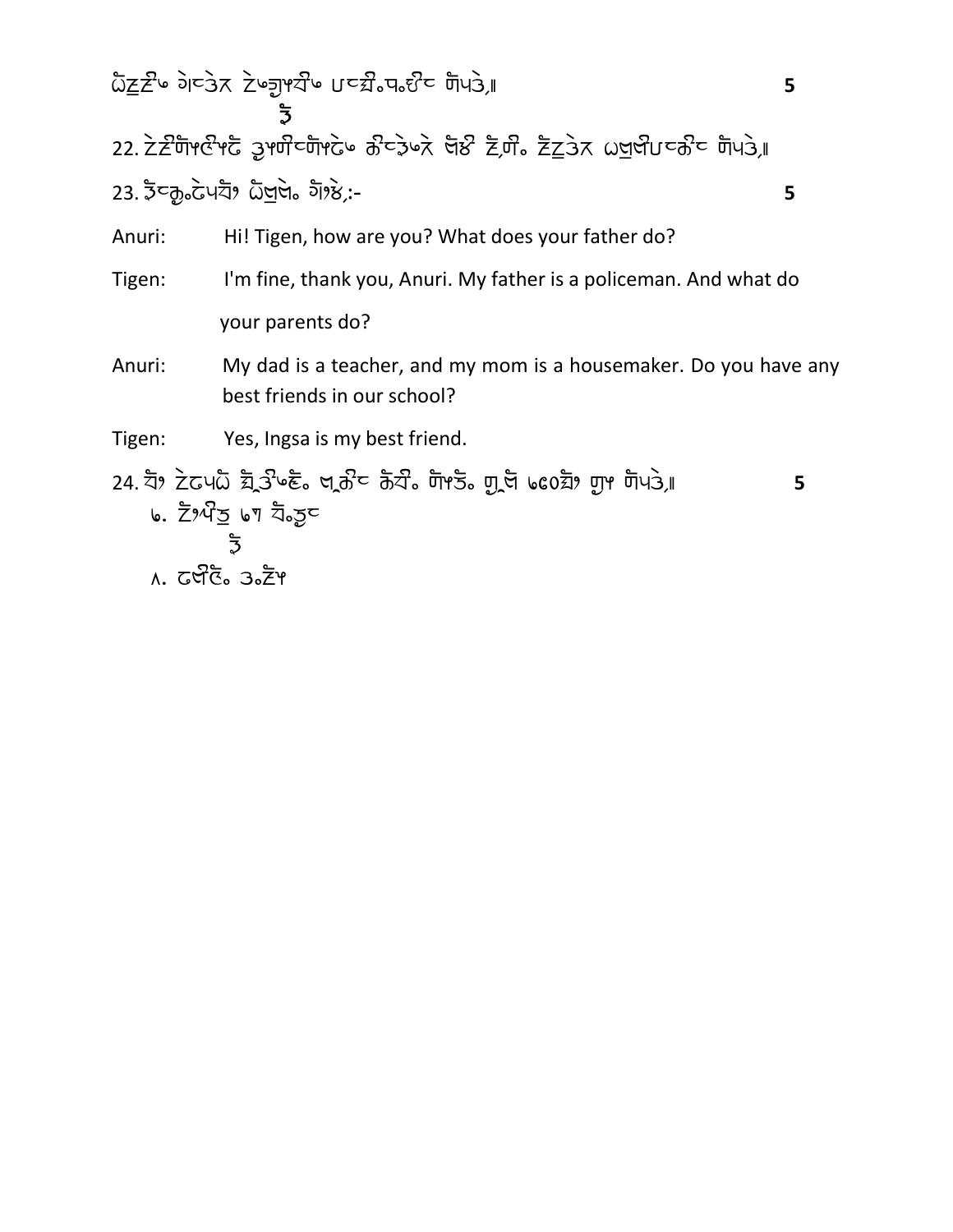5

22.

23. 5

Anuri: Hi! Tigen, how are you? What does your father do?

Tigen: I'm fine, thank you, Anuri. My father is a policeman. And what do your parents do?

Anuri: My dad is a teacher, and my mom is a housemaker. Do you have any best friends in our school?

Tigen: Yes, Ingsa is my best friend.

24. 5

৬.

∧.